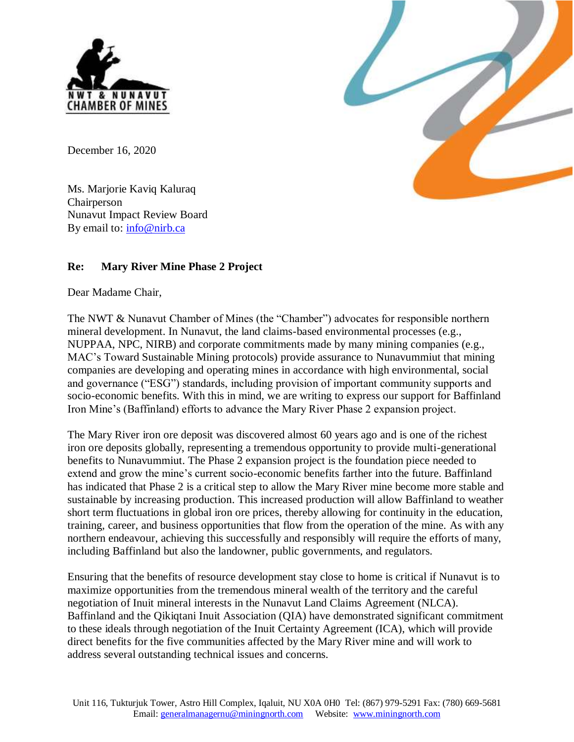NWT & NUNAVUT CHAMBER OF MINES

December 16, 2020

Ms. Marjorie Kaviq Kaluraq
Chairperson
Nunavut Impact Review Board
By email to: info@nirb.ca

**Re: Mary River Mine Phase 2 Project**

Dear Madame Chair,

The NWT & Nunavut Chamber of Mines (the "Chamber") advocates for responsible northern mineral development. In Nunavut, the land claims-based environmental processes (e.g., NUPPAA, NPC, NIRB) and corporate commitments made by many mining companies (e.g., MAC's Toward Sustainable Mining protocols) provide assurance to Nunavummiut that mining companies are developing and operating mines in accordance with high environmental, social and governance ("ESG") standards, including provision of important community supports and socio-economic benefits. With this in mind, we are writing to express our support for Baffinland Iron Mine's (Baffinland) efforts to advance the Mary River Phase 2 expansion project.

The Mary River iron ore deposit was discovered almost 60 years ago and is one of the richest iron ore deposits globally, representing a tremendous opportunity to provide multi-generational benefits to Nunavummiut. The Phase 2 expansion project is the foundation piece needed to extend and grow the mine's current socio-economic benefits farther into the future. Baffinland has indicated that Phase 2 is a critical step to allow the Mary River mine become more stable and sustainable by increasing production. This increased production will allow Baffinland to weather short term fluctuations in global iron ore prices, thereby allowing for continuity in the education, training, career, and business opportunities that flow from the operation of the mine. As with any northern endeavour, achieving this successfully and responsibly will require the efforts of many, including Baffinland but also the landowner, public governments, and regulators.

Ensuring that the benefits of resource development stay close to home is critical if Nunavut is to maximize opportunities from the tremendous mineral wealth of the territory and the careful negotiation of Inuit mineral interests in the Nunavut Land Claims Agreement (NLCA). Baffinland and the Qikiqtani Inuit Association (QIA) have demonstrated significant commitment to these ideals through negotiation of the Inuit Certainty Agreement (ICA), which will provide direct benefits for the five communities affected by the Mary River mine and will work to address several outstanding technical issues and concerns.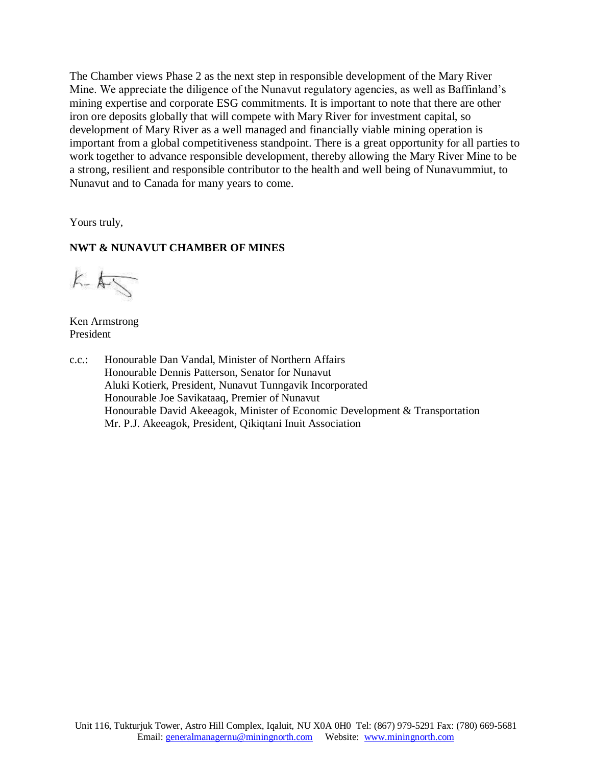The Chamber views Phase 2 as the next step in responsible development of the Mary River Mine. We appreciate the diligence of the Nunavut regulatory agencies, as well as Baffinland's mining expertise and corporate ESG commitments. It is important to note that there are other iron ore deposits globally that will compete with Mary River for investment capital, so development of Mary River as a well managed and financially viable mining operation is important from a global competitiveness standpoint. There is a great opportunity for all parties to work together to advance responsible development, thereby allowing the Mary River Mine to be a strong, resilient and responsible contributor to the health and well being of Nunavummiut, to Nunavut and to Canada for many years to come.

Yours truly,

**NWT & NUNAVUT CHAMBER OF MINES**

Ken Armstrong
President

c.c.: Honourable Dan Vandal, Minister of Northern Affairs
Honourable Dennis Patterson, Senator for Nunavut
Aluki Kotierk, President, Nunavut Tunngavik Incorporated
Honourable Joe Savikataaq, Premier of Nunavut
Honourable David Akeeagok, Minister of Economic Development & Transportation
Mr. P.J. Akeeagok, President, Qikiqtani Inuit Association

Unit 116, Tukturjuk Tower, Astro Hill Complex, Iqaluit, NU X0A 0H0 Tel: (867) 979-5291 Fax: (780) 669-5681
Email: generalmanagernu@miningnorth.com Website: www.miningnorth.com